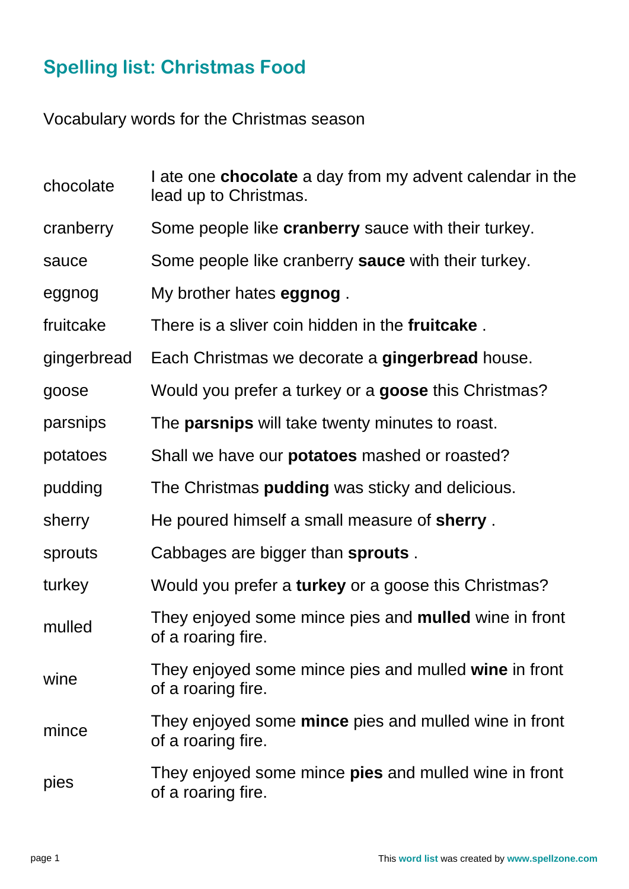## Spelling list: Christmas Food

Vocabulary words for the Christmas season

| | |
|---|---|
| chocolate | I ate one **chocolate** a day from my advent calendar in the lead up to Christmas. |
| cranberry | Some people like **cranberry** sauce with their turkey. |
| sauce | Some people like cranberry **sauce** with their turkey. |
| eggnog | My brother hates **eggnog** . |
| fruitcake | There is a sliver coin hidden in the **fruitcake** . |
| gingerbread | Each Christmas we decorate a **gingerbread** house. |
| goose | Would you prefer a turkey or a **goose** this Christmas? |
| parsnips | The **parsnips** will take twenty minutes to roast. |
| potatoes | Shall we have our **potatoes** mashed or roasted? |
| pudding | The Christmas **pudding** was sticky and delicious. |
| sherry | He poured himself a small measure of **sherry** . |
| sprouts | Cabbages are bigger than **sprouts** . |
| turkey | Would you prefer a **turkey** or a goose this Christmas? |
| mulled | They enjoyed some mince pies and **mulled** wine in front of a roaring fire. |
| wine | They enjoyed some mince pies and mulled **wine** in front of a roaring fire. |
| mince | They enjoyed some **mince** pies and mulled wine in front of a roaring fire. |
| pies | They enjoyed some mince **pies** and mulled wine in front of a roaring fire. |

This **word list** was created by **www.spellzone.com**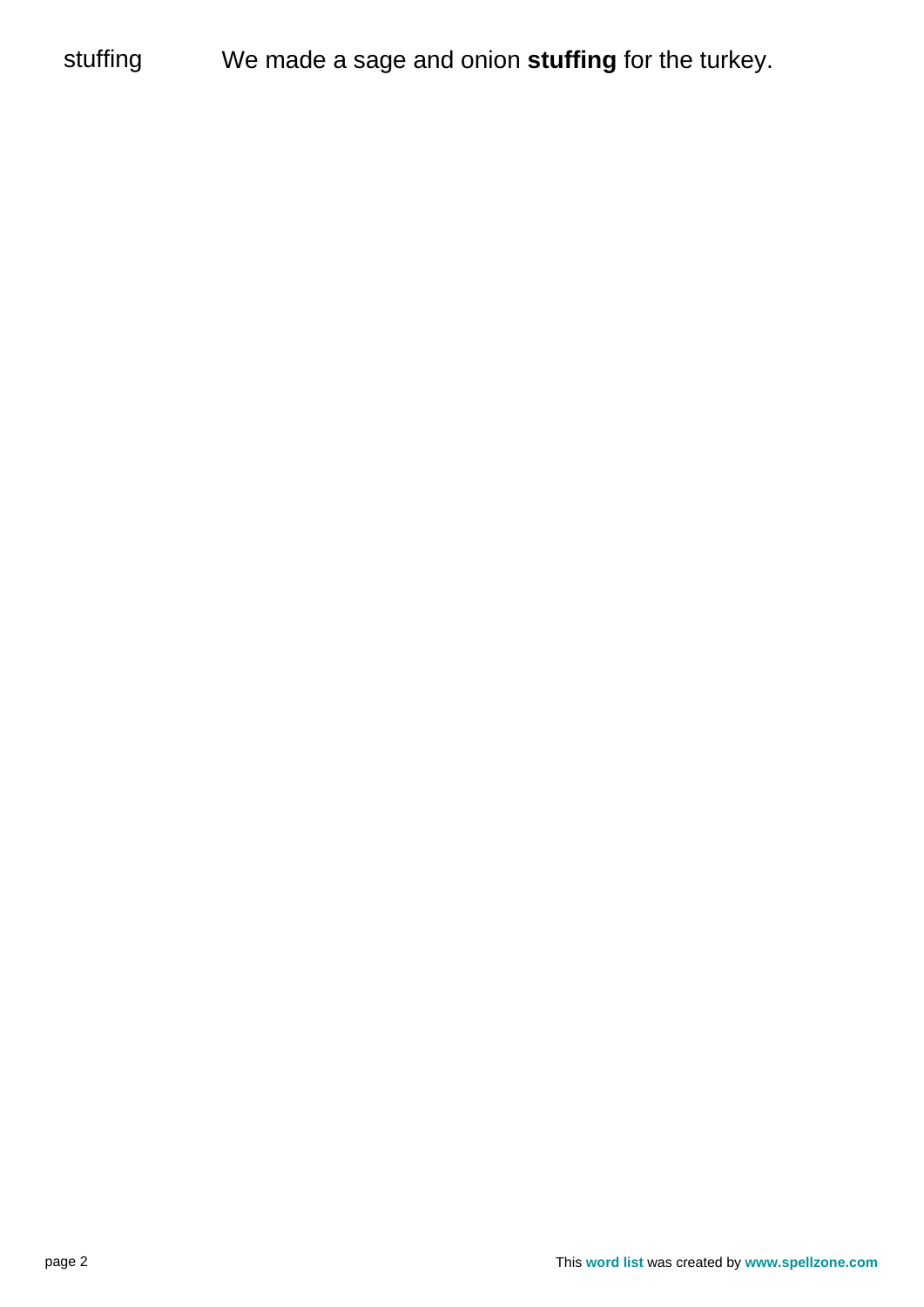| | |
|---|---|
| stuffing | We made a sage and onion **stuffing** for the turkey. |

This **word list** was created by **www.spellzone.com**